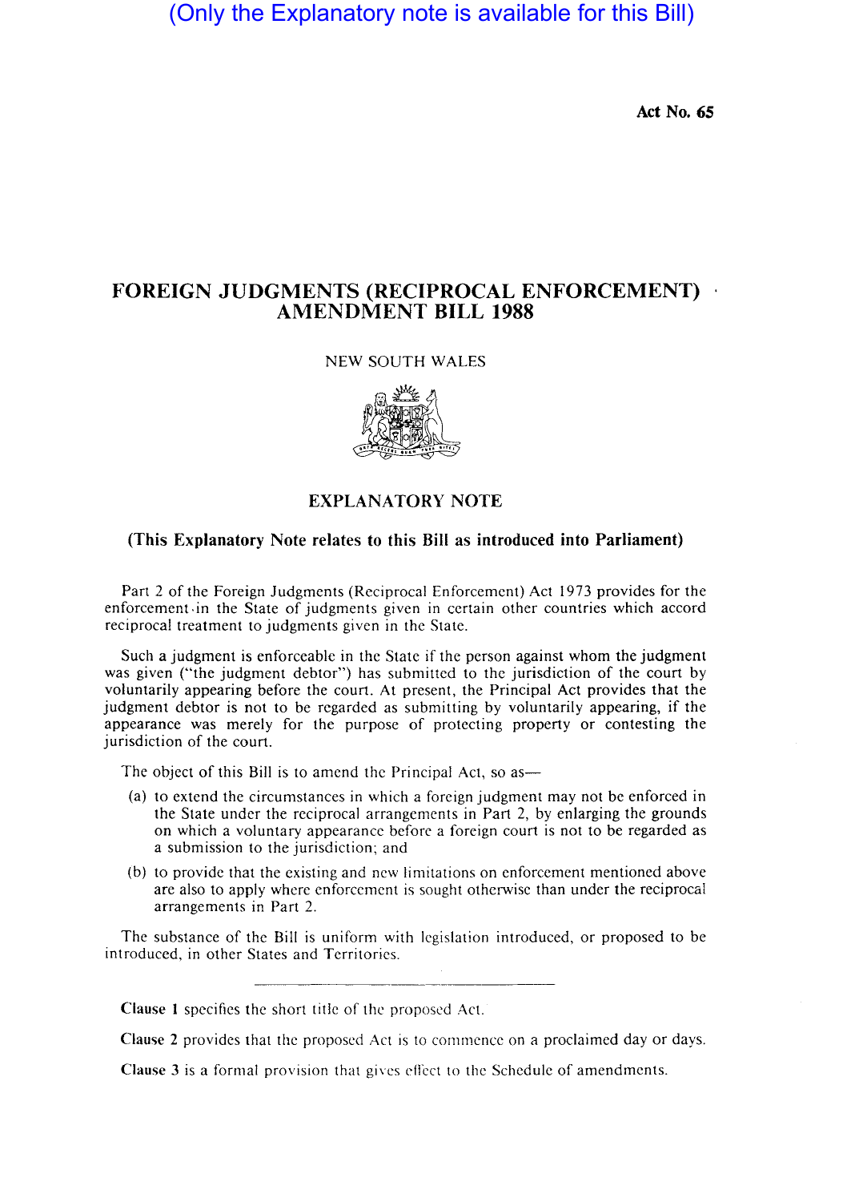(Only the Explanatory note is available for this Bill)

**Act No. 65**

# FOREIGN JUDGMENTS (RECIPROCAL ENFORCEMENT) AMENDMENT BILL 1988

NEW SOUTH WALES

## EXPLANATORY NOTE

**(This Explanatory Note relates to this Bill as introduced into Parliament)**

Part 2 of the Foreign Judgments (Reciprocal Enforcement) Act 1973 provides for the enforcement in the State of judgments given in certain other countries which accord reciprocal treatment to judgments given in the State.

Such a judgment is enforceable in the State if the person against whom the judgment was given ("the judgment debtor") has submitted to the jurisdiction of the court by voluntarily appearing before the court. At present, the Principal Act provides that the judgment debtor is not to be regarded as submitting by voluntarily appearing, if the appearance was merely for the purpose of protecting property or contesting the jurisdiction of the court.

The object of this Bill is to amend the Principal Act, so as—

(a) to extend the circumstances in which a foreign judgment may not be enforced in the State under the reciprocal arrangements in Part 2, by enlarging the grounds on which a voluntary appearance before a foreign court is not to be regarded as a submission to the jurisdiction; and

(b) to provide that the existing and new limitations on enforcement mentioned above are also to apply where enforcement is sought otherwise than under the reciprocal arrangements in Part 2.

The substance of the Bill is uniform with legislation introduced, or proposed to be introduced, in other States and Territories.

---

**Clause 1** specifies the short title of the proposed Act.

**Clause 2** provides that the proposed Act is to commence on a proclaimed day or days.

**Clause 3** is a formal provision that gives effect to the Schedule of amendments.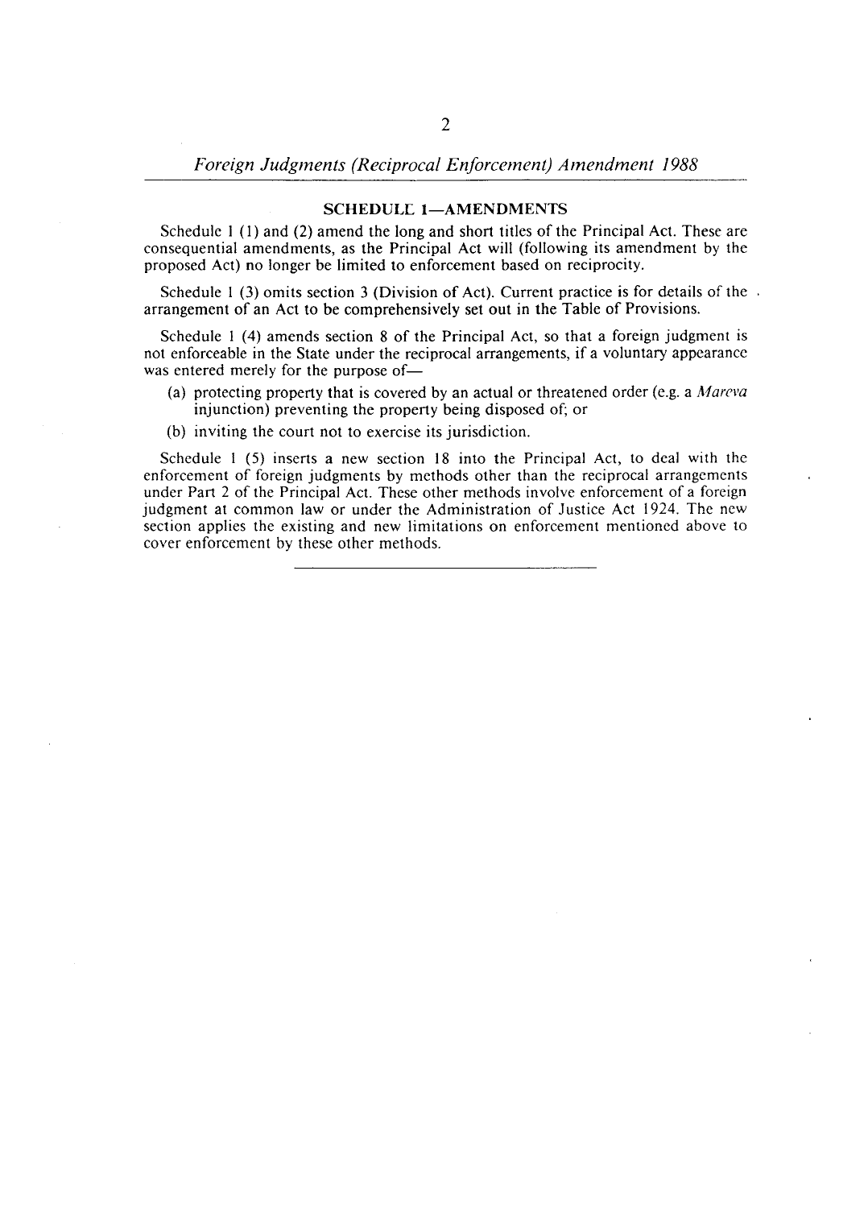## SCHEDULE 1—AMENDMENTS

Schedule 1 (1) and (2) amend the long and short titles of the Principal Act. These are consequential amendments, as the Principal Act will (following its amendment by the proposed Act) no longer be limited to enforcement based on reciprocity.

Schedule 1 (3) omits section 3 (Division of Act). Current practice is for details of the arrangement of an Act to be comprehensively set out in the Table of Provisions.

Schedule 1 (4) amends section 8 of the Principal Act, so that a foreign judgment is not enforceable in the State under the reciprocal arrangements, if a voluntary appearance was entered merely for the purpose of—

- (a) protecting property that is covered by an actual or threatened order (e.g. a *Mareva* injunction) preventing the property being disposed of; or
- (b) inviting the court not to exercise its jurisdiction.

Schedule 1 (5) inserts a new section 18 into the Principal Act, to deal with the enforcement of foreign judgments by methods other than the reciprocal arrangements under Part 2 of the Principal Act. These other methods involve enforcement of a foreign judgment at common law or under the Administration of Justice Act 1924. The new section applies the existing and new limitations on enforcement mentioned above to cover enforcement by these other methods.